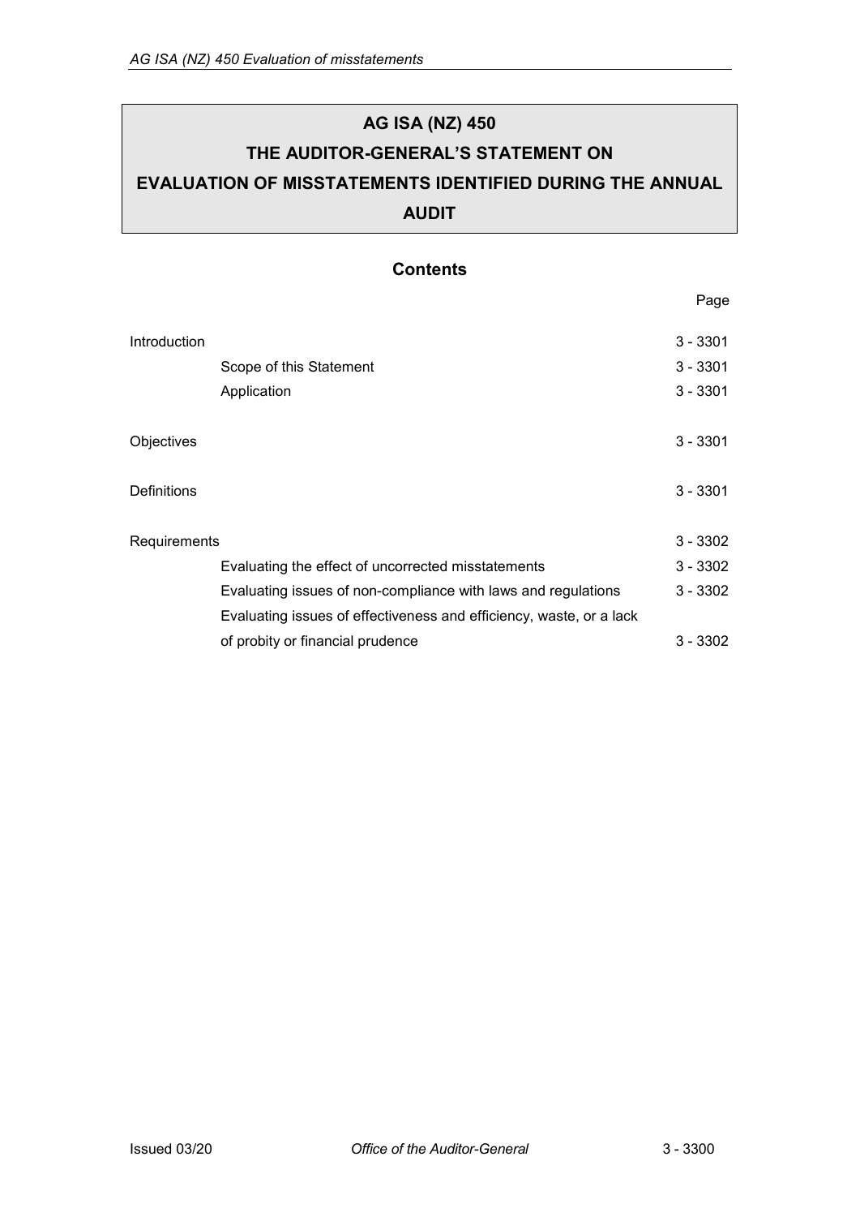# AG ISA (NZ) 450

# THE AUDITOR-GENERAL'S STATEMENT ON EVALUATION OF MISSTATEMENTS IDENTIFIED DURING THE ANNUAL AUDIT

## Contents

| | Page |
|---|---|
| Introduction | 3 - 3301 |
| Scope of this Statement | 3 - 3301 |
| Application | 3 - 3301 |
| Objectives | 3 - 3301 |
| Definitions | 3 - 3301 |
| Requirements | 3 - 3302 |
| Evaluating the effect of uncorrected misstatements | 3 - 3302 |
| Evaluating issues of non-compliance with laws and regulations | 3 - 3302 |
| Evaluating issues of effectiveness and efficiency, waste, or a lack of probity or financial prudence | 3 - 3302 |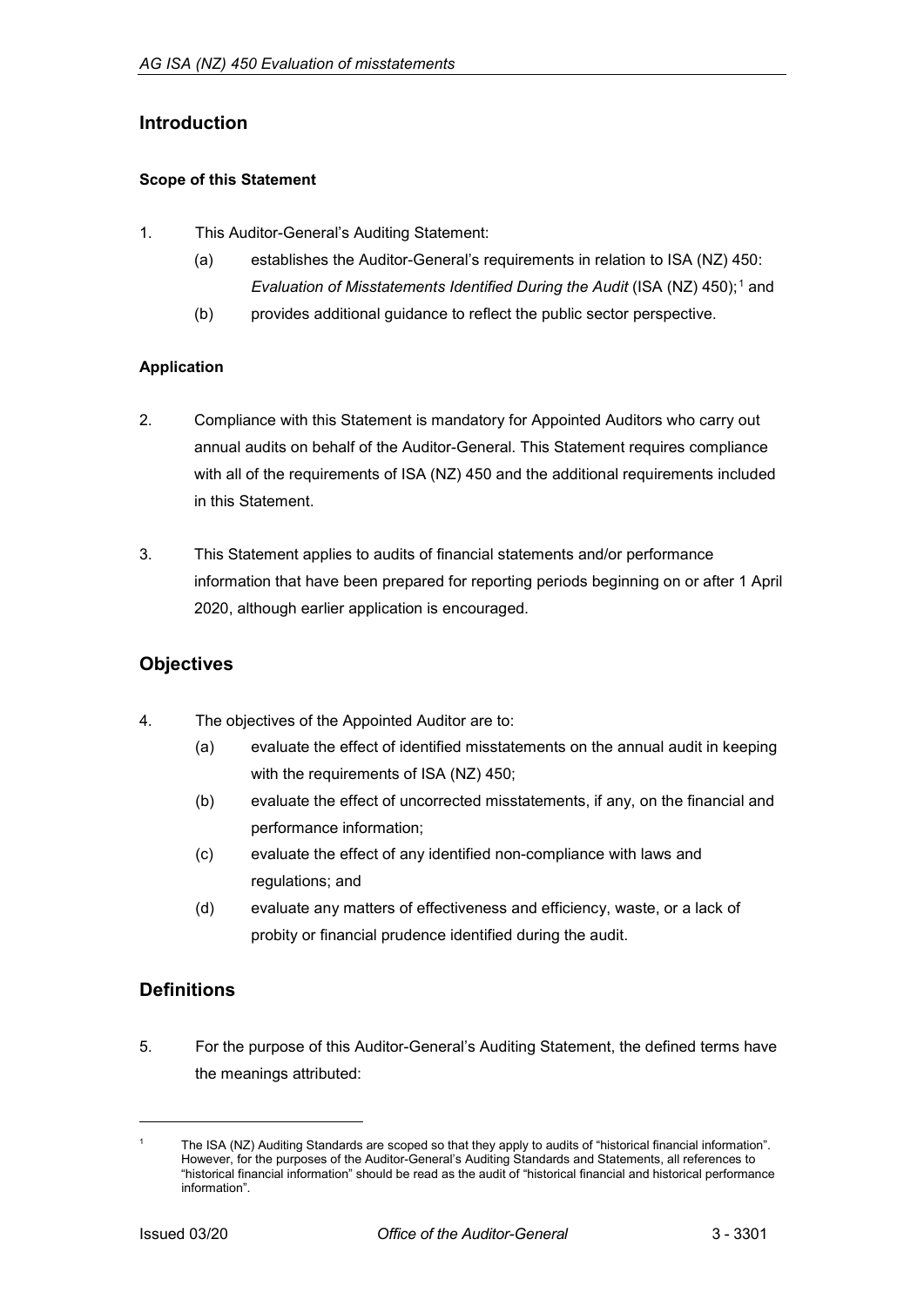## Introduction

### Scope of this Statement

1. This Auditor-General's Auditing Statement:
   (a) establishes the Auditor-General's requirements in relation to ISA (NZ) 450: *Evaluation of Misstatements Identified During the Audit* (ISA (NZ) 450);[1] and
   (b) provides additional guidance to reflect the public sector perspective.

### Application

2. Compliance with this Statement is mandatory for Appointed Auditors who carry out annual audits on behalf of the Auditor-General. This Statement requires compliance with all of the requirements of ISA (NZ) 450 and the additional requirements included in this Statement.

3. This Statement applies to audits of financial statements and/or performance information that have been prepared for reporting periods beginning on or after 1 April 2020, although earlier application is encouraged.

## Objectives

4. The objectives of the Appointed Auditor are to:
   (a) evaluate the effect of identified misstatements on the annual audit in keeping with the requirements of ISA (NZ) 450;
   (b) evaluate the effect of uncorrected misstatements, if any, on the financial and performance information;
   (c) evaluate the effect of any identified non-compliance with laws and regulations; and
   (d) evaluate any matters of effectiveness and efficiency, waste, or a lack of probity or financial prudence identified during the audit.

## Definitions

5. For the purpose of this Auditor-General's Auditing Statement, the defined terms have the meanings attributed:

---

[1] The ISA (NZ) Auditing Standards are scoped so that they apply to audits of "historical financial information". However, for the purposes of the Auditor-General's Auditing Standards and Statements, all references to "historical financial information" should be read as the audit of "historical financial and historical performance information".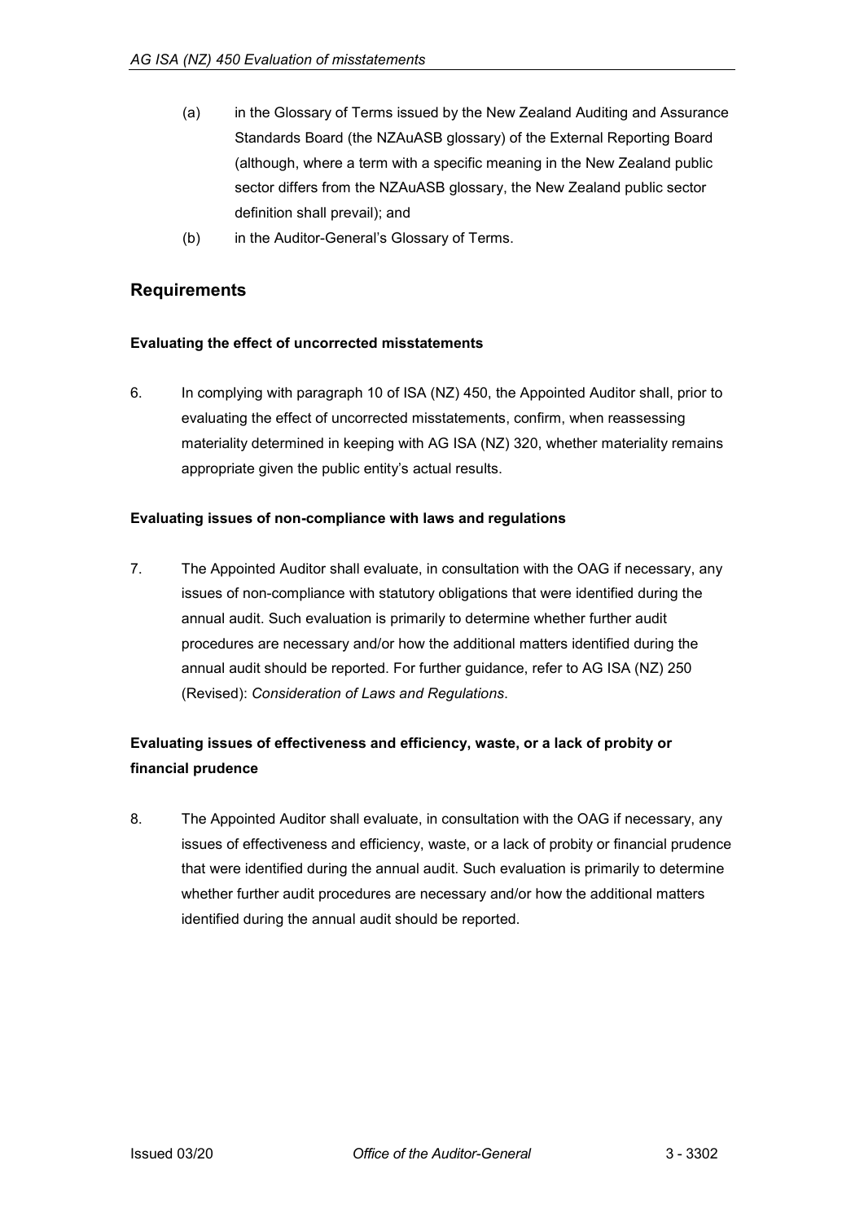(a) in the Glossary of Terms issued by the New Zealand Auditing and Assurance Standards Board (the NZAuASB glossary) of the External Reporting Board (although, where a term with a specific meaning in the New Zealand public sector differs from the NZAuASB glossary, the New Zealand public sector definition shall prevail); and

(b) in the Auditor-General's Glossary of Terms.

## Requirements

### Evaluating the effect of uncorrected misstatements

6. In complying with paragraph 10 of ISA (NZ) 450, the Appointed Auditor shall, prior to evaluating the effect of uncorrected misstatements, confirm, when reassessing materiality determined in keeping with AG ISA (NZ) 320, whether materiality remains appropriate given the public entity's actual results.

### Evaluating issues of non-compliance with laws and regulations

7. The Appointed Auditor shall evaluate, in consultation with the OAG if necessary, any issues of non-compliance with statutory obligations that were identified during the annual audit. Such evaluation is primarily to determine whether further audit procedures are necessary and/or how the additional matters identified during the annual audit should be reported. For further guidance, refer to AG ISA (NZ) 250 (Revised): *Consideration of Laws and Regulations*.

### Evaluating issues of effectiveness and efficiency, waste, or a lack of probity or financial prudence

8. The Appointed Auditor shall evaluate, in consultation with the OAG if necessary, any issues of effectiveness and efficiency, waste, or a lack of probity or financial prudence that were identified during the annual audit. Such evaluation is primarily to determine whether further audit procedures are necessary and/or how the additional matters identified during the annual audit should be reported.